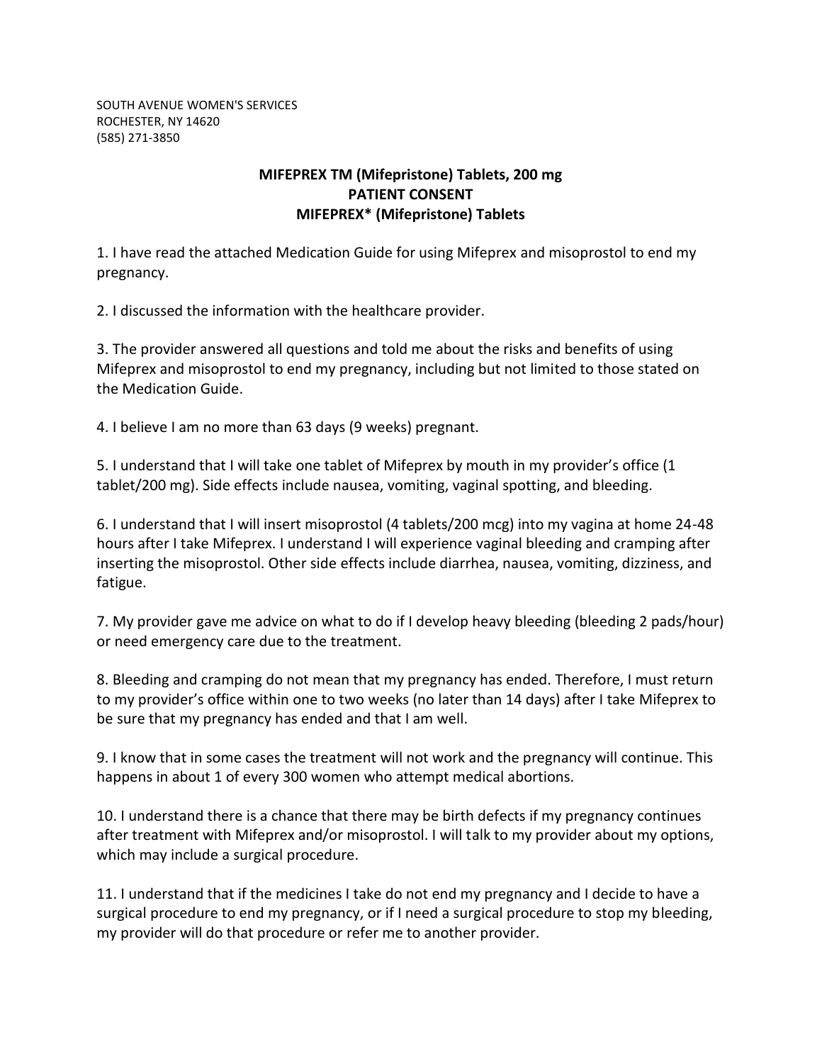SOUTH AVENUE WOMEN'S SERVICES
ROCHESTER, NY 14620
(585) 271-3850

**MIFEPREX TM (Mifepristone) Tablets, 200 mg**
**PATIENT CONSENT**
**MIFEPREX* (Mifepristone) Tablets**

1. I have read the attached Medication Guide for using Mifeprex and misoprostol to end my pregnancy.

2. I discussed the information with the healthcare provider.

3. The provider answered all questions and told me about the risks and benefits of using Mifeprex and misoprostol to end my pregnancy, including but not limited to those stated on the Medication Guide.

4. I believe I am no more than 63 days (9 weeks) pregnant.

5. I understand that I will take one tablet of Mifeprex by mouth in my provider's office (1 tablet/200 mg). Side effects include nausea, vomiting, vaginal spotting, and bleeding.

6. I understand that I will insert misoprostol (4 tablets/200 mcg) into my vagina at home 24-48 hours after I take Mifeprex. I understand I will experience vaginal bleeding and cramping after inserting the misoprostol. Other side effects include diarrhea, nausea, vomiting, dizziness, and fatigue.

7. My provider gave me advice on what to do if I develop heavy bleeding (bleeding 2 pads/hour) or need emergency care due to the treatment.

8. Bleeding and cramping do not mean that my pregnancy has ended. Therefore, I must return to my provider's office within one to two weeks (no later than 14 days) after I take Mifeprex to be sure that my pregnancy has ended and that I am well.

9. I know that in some cases the treatment will not work and the pregnancy will continue. This happens in about 1 of every 300 women who attempt medical abortions.

10. I understand there is a chance that there may be birth defects if my pregnancy continues after treatment with Mifeprex and/or misoprostol. I will talk to my provider about my options, which may include a surgical procedure.

11. I understand that if the medicines I take do not end my pregnancy and I decide to have a surgical procedure to end my pregnancy, or if I need a surgical procedure to stop my bleeding, my provider will do that procedure or refer me to another provider.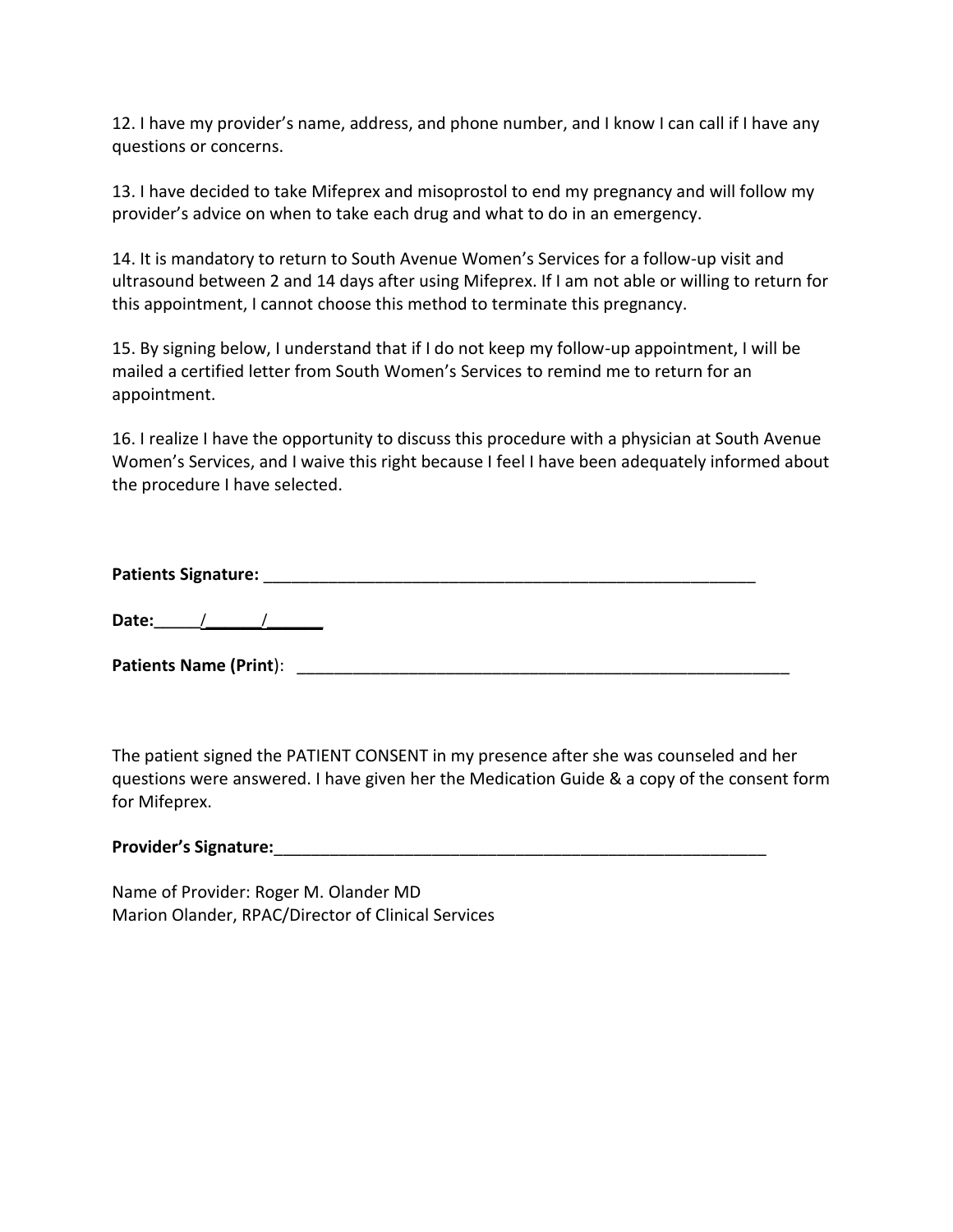12. I have my provider's name, address, and phone number, and I know I can call if I have any questions or concerns.

13. I have decided to take Mifeprex and misoprostol to end my pregnancy and will follow my provider's advice on when to take each drug and what to do in an emergency.

14. It is mandatory to return to South Avenue Women's Services for a follow-up visit and ultrasound between 2 and 14 days after using Mifeprex. If I am not able or willing to return for this appointment, I cannot choose this method to terminate this pregnancy.

15. By signing below, I understand that if I do not keep my follow-up appointment, I will be mailed a certified letter from South Women's Services to remind me to return for an appointment.

16. I realize I have the opportunity to discuss this procedure with a physician at South Avenue Women's Services, and I waive this right because I feel I have been adequately informed about the procedure I have selected.

**Patients Signature:** ________________________________________________________

**Date:**_____/______/______

**Patients Name (Print)**: ________________________________________________________

The patient signed the PATIENT CONSENT in my presence after she was counseled and her questions were answered. I have given her the Medication Guide & a copy of the consent form for Mifeprex.

**Provider's Signature:**________________________________________________________

Name of Provider: Roger M. Olander MD
Marion Olander, RPAC/Director of Clinical Services